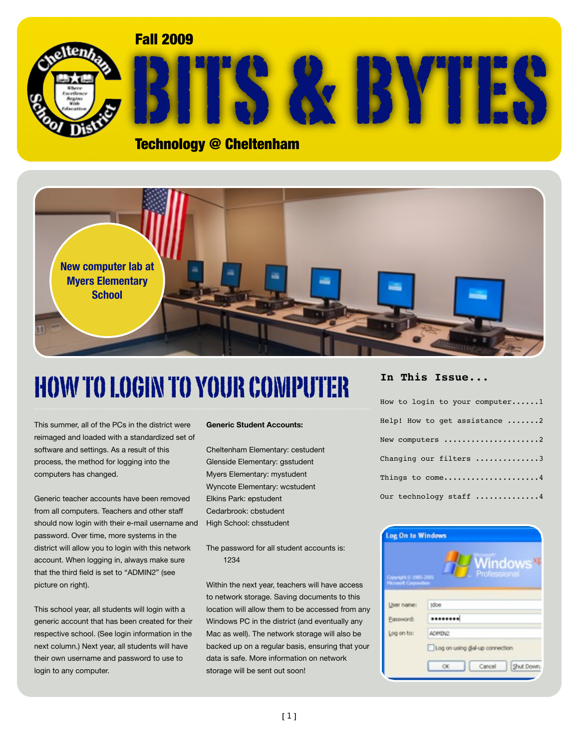Fall 2009

# BITS & BYTES

Technology @ Cheltenham

New computer lab at Myers Elementary School

## HOW TO LOGIN TO YOUR COMPUTER

This summer, all of the PCs in the district were reimaged and loaded with a standardized set of software and settings. As a result of this process, the method for logging into the computers has changed.

Generic teacher accounts have been removed from all computers. Teachers and other staff should now login with their e-mail username and password. Over time, more systems in the district will allow you to login with this network account. When logging in, always make sure that the third field is set to "ADMIN2" (see picture on right).

This school year, all students will login with a generic account that has been created for their respective school. (See login information in the next column.) Next year, all students will have their own username and password to use to login to any computer.

**Generic Student Accounts:**

Cheltenham Elementary: cestudent
Glenside Elementary: gsstudent
Myers Elementary: mystudent
Wyncote Elementary: wcstudent
Elkins Park: epstudent
Cedarbrook: cbstudent
High School: chsstudent

The password for all student accounts is:
1234

Within the next year, teachers will have access to network storage. Saving documents to this location will allow them to be accessed from any Windows PC in the district (and eventually any Mac as well). The network storage will also be backed up on a regular basis, ensuring that your data is safe. More information on network storage will be sent out soon!

### In This Issue...

```
How to login to your computer......1
Help! How to get assistance .......2
New computers .....................2
Changing our filters ..............3
Things to come.....................4
Our technology staff ..............4
```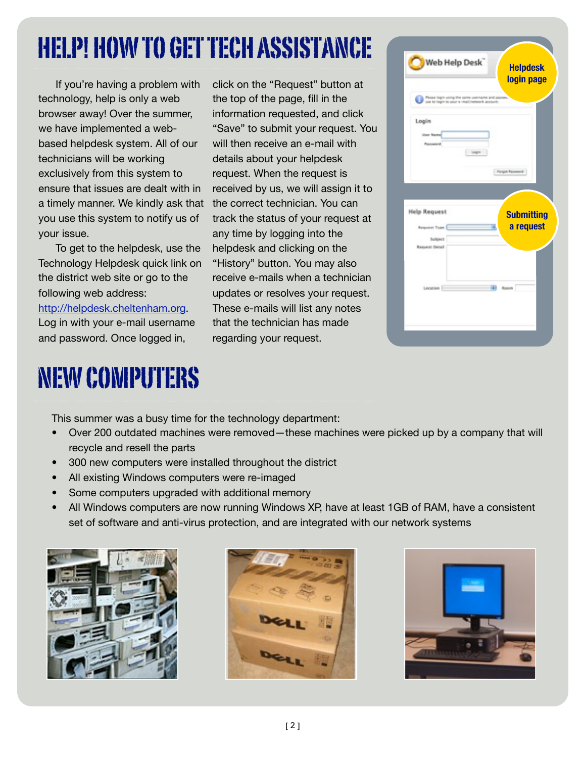# HELP! HOW TO GET TECH ASSISTANCE

If you're having a problem with technology, help is only a web browser away! Over the summer, we have implemented a web-based helpdesk system. All of our technicians will be working exclusively from this system to ensure that issues are dealt with in a timely manner. We kindly ask that you use this system to notify us of your issue.

To get to the helpdesk, use the Technology Helpdesk quick link on the district web site or go to the following web address: http://helpdesk.cheltenham.org. Log in with your e-mail username and password. Once logged in, click on the "Request" button at the top of the page, fill in the information requested, and click "Save" to submit your request. You will then receive an e-mail with details about your helpdesk request. When the request is received by us, we will assign it to the correct technician. You can track the status of your request at any time by logging into the helpdesk and clicking on the "History" button. You may also receive e-mails when a technician updates or resolves your request. These e-mails will list any notes that the technician has made regarding your request.

Helpdesk login page

Submitting a request

# NEW COMPUTERS

This summer was a busy time for the technology department:

- Over 200 outdated machines were removed—these machines were picked up by a company that will recycle and resell the parts
- 300 new computers were installed throughout the district
- All existing Windows computers were re-imaged
- Some computers upgraded with additional memory
- All Windows computers are now running Windows XP, have at least 1GB of RAM, have a consistent set of software and anti-virus protection, and are integrated with our network systems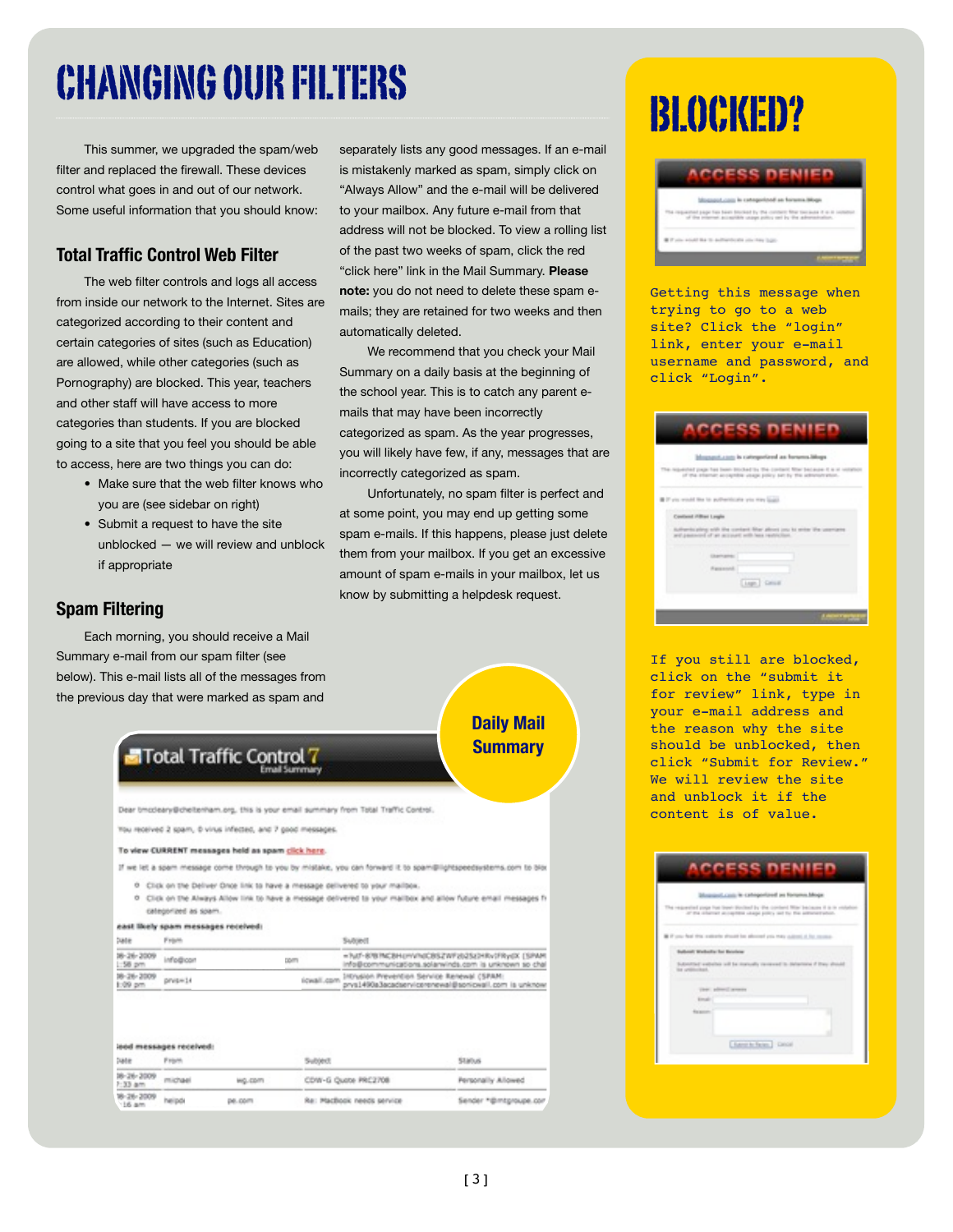# CHANGING OUR FILTERS

This summer, we upgraded the spam/web filter and replaced the firewall. These devices control what goes in and out of our network. Some useful information that you should know:

## Total Traffic Control Web Filter

The web filter controls and logs all access from inside our network to the Internet. Sites are categorized according to their content and certain categories of sites (such as Education) are allowed, while other categories (such as Pornography) are blocked. This year, teachers and other staff will have access to more categories than students. If you are blocked going to a site that you feel you should be able to access, here are two things you can do:

- Make sure that the web filter knows who you are (see sidebar on right)
- Submit a request to have the site unblocked — we will review and unblock if appropriate

## Spam Filtering

Each morning, you should receive a Mail Summary e-mail from our spam filter (see below). This e-mail lists all of the messages from the previous day that were marked as spam and separately lists any good messages. If an e-mail is mistakenly marked as spam, simply click on "Always Allow" and the e-mail will be delivered to your mailbox. Any future e-mail from that address will not be blocked. To view a rolling list of the past two weeks of spam, click the red "click here" link in the Mail Summary. **Please note:** you do not need to delete these spam e-mails; they are retained for two weeks and then automatically deleted.

We recommend that you check your Mail Summary on a daily basis at the beginning of the school year. This is to catch any parent e-mails that may have been incorrectly categorized as spam. As the year progresses, you will likely have few, if any, messages that are incorrectly categorized as spam.

Unfortunately, no spam filter is perfect and at some point, you may end up getting some spam e-mails. If this happens, please just delete them from your mailbox. If you get an excessive amount of spam e-mails in your mailbox, let us know by submitting a helpdesk request.

**Daily Mail Summary**

# BLOCKED?

Getting this message when trying to go to a web site? Click the "login" link, enter your e-mail username and password, and click "Login".

If you still are blocked, click on the "submit it for review" link, type in your e-mail address and the reason why the site should be unblocked, then click "Submit for Review." We will review the site and unblock it if the content is of value.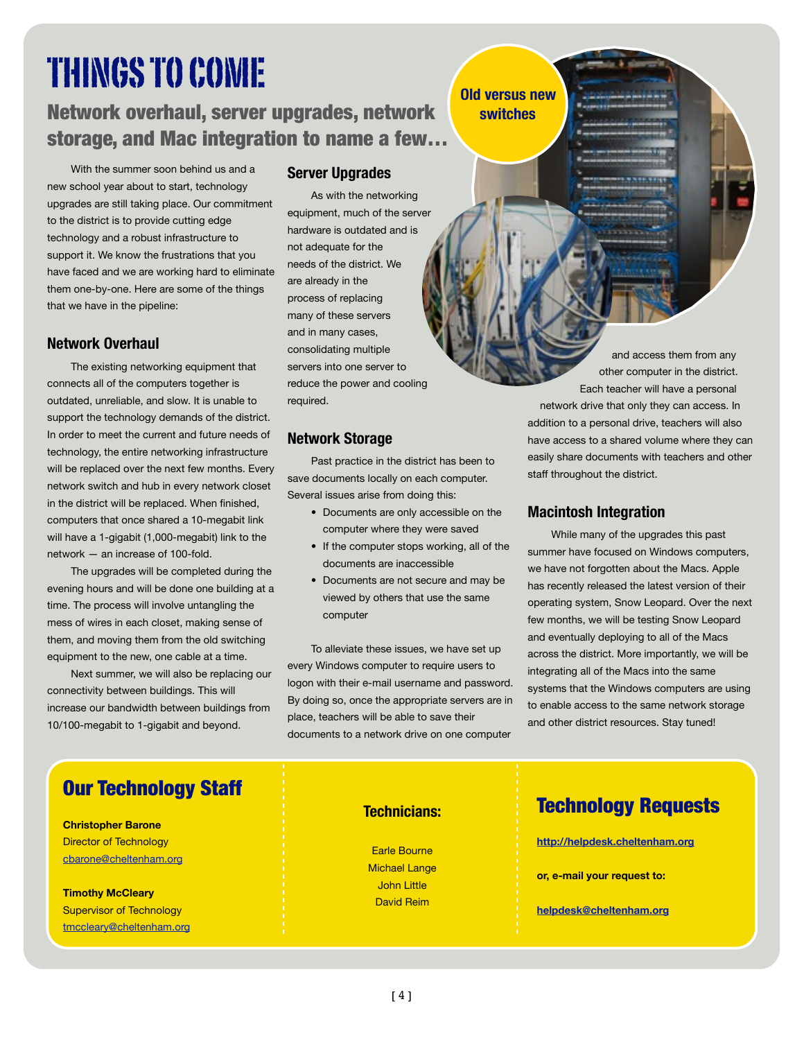# THINGS TO COME

## Network overhaul, server upgrades, network storage, and Mac integration to name a few…

With the summer soon behind us and a new school year about to start, technology upgrades are still taking place. Our commitment to the district is to provide cutting edge technology and a robust infrastructure to support it. We know the frustrations that you have faced and we are working hard to eliminate them one-by-one. Here are some of the things that we have in the pipeline:

### Network Overhaul

The existing networking equipment that connects all of the computers together is outdated, unreliable, and slow. It is unable to support the technology demands of the district. In order to meet the current and future needs of technology, the entire networking infrastructure will be replaced over the next few months. Every network switch and hub in every network closet in the district will be replaced. When finished, computers that once shared a 10-megabit link will have a 1-gigabit (1,000-megabit) link to the network — an increase of 100-fold.

The upgrades will be completed during the evening hours and will be done one building at a time. The process will involve untangling the mess of wires in each closet, making sense of them, and moving them from the old switching equipment to the new, one cable at a time.

Next summer, we will also be replacing our connectivity between buildings. This will increase our bandwidth between buildings from 10/100-megabit to 1-gigabit and beyond.

### Server Upgrades

As with the networking equipment, much of the server hardware is outdated and is not adequate for the needs of the district. We are already in the process of replacing many of these servers and in many cases, consolidating multiple servers into one server to reduce the power and cooling required.

### Network Storage

Past practice in the district has been to save documents locally on each computer. Several issues arise from doing this:

- Documents are only accessible on the computer where they were saved
- If the computer stops working, all of the documents are inaccessible
- Documents are not secure and may be viewed by others that use the same computer

To alleviate these issues, we have set up every Windows computer to require users to logon with their e-mail username and password. By doing so, once the appropriate servers are in place, teachers will be able to save their documents to a network drive on one computer and access them from any other computer in the district. Each teacher will have a personal network drive that only they can access. In addition to a personal drive, teachers will also have access to a shared volume where they can easily share documents with teachers and other staff throughout the district.

Old versus new switches

### Macintosh Integration

While many of the upgrades this past summer have focused on Windows computers, we have not forgotten about the Macs. Apple has recently released the latest version of their operating system, Snow Leopard. Over the next few months, we will be testing Snow Leopard and eventually deploying to all of the Macs across the district. More importantly, we will be integrating all of the Macs into the same systems that the Windows computers are using to enable access to the same network storage and other district resources. Stay tuned!

## Our Technology Staff

**Christopher Barone**
Director of Technology
cbarone@cheltenham.org

**Timothy McCleary**
Supervisor of Technology
tmccleary@cheltenham.org

**Technicians:**

Earle Bourne
Michael Lange
John Little
David Reim

## Technology Requests

**http://helpdesk.cheltenham.org**

**or, e-mail your request to:**

**helpdesk@cheltenham.org**